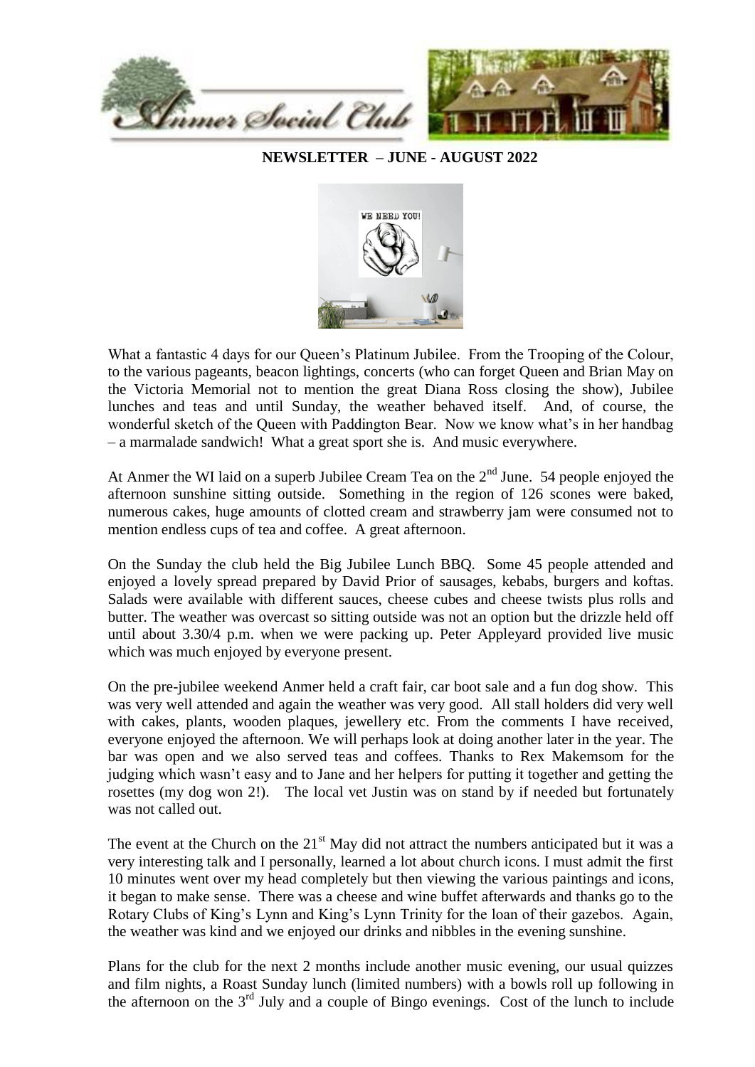**NEWSLETTER – JUNE - AUGUST 2022**

What a fantastic 4 days for our Queen's Platinum Jubilee. From the Trooping of the Colour, to the various pageants, beacon lightings, concerts (who can forget Queen and Brian May on the Victoria Memorial not to mention the great Diana Ross closing the show), Jubilee lunches and teas and until Sunday, the weather behaved itself. And, of course, the wonderful sketch of the Queen with Paddington Bear. Now we know what's in her handbag – a marmalade sandwich! What a great sport she is. And music everywhere.

At Anmer the WI laid on a superb Jubilee Cream Tea on the 2nd June. 54 people enjoyed the afternoon sunshine sitting outside. Something in the region of 126 scones were baked, numerous cakes, huge amounts of clotted cream and strawberry jam were consumed not to mention endless cups of tea and coffee. A great afternoon.

On the Sunday the club held the Big Jubilee Lunch BBQ. Some 45 people attended and enjoyed a lovely spread prepared by David Prior of sausages, kebabs, burgers and koftas. Salads were available with different sauces, cheese cubes and cheese twists plus rolls and butter. The weather was overcast so sitting outside was not an option but the drizzle held off until about 3.30/4 p.m. when we were packing up. Peter Appleyard provided live music which was much enjoyed by everyone present.

On the pre-jubilee weekend Anmer held a craft fair, car boot sale and a fun dog show. This was very well attended and again the weather was very good. All stall holders did very well with cakes, plants, wooden plaques, jewellery etc. From the comments I have received, everyone enjoyed the afternoon. We will perhaps look at doing another later in the year. The bar was open and we also served teas and coffees. Thanks to Rex Makemsom for the judging which wasn't easy and to Jane and her helpers for putting it together and getting the rosettes (my dog won 2!). The local vet Justin was on stand by if needed but fortunately was not called out.

The event at the Church on the 21st May did not attract the numbers anticipated but it was a very interesting talk and I personally, learned a lot about church icons. I must admit the first 10 minutes went over my head completely but then viewing the various paintings and icons, it began to make sense. There was a cheese and wine buffet afterwards and thanks go to the Rotary Clubs of King's Lynn and King's Lynn Trinity for the loan of their gazebos. Again, the weather was kind and we enjoyed our drinks and nibbles in the evening sunshine.

Plans for the club for the next 2 months include another music evening, our usual quizzes and film nights, a Roast Sunday lunch (limited numbers) with a bowls roll up following in the afternoon on the 3rd July and a couple of Bingo evenings. Cost of the lunch to include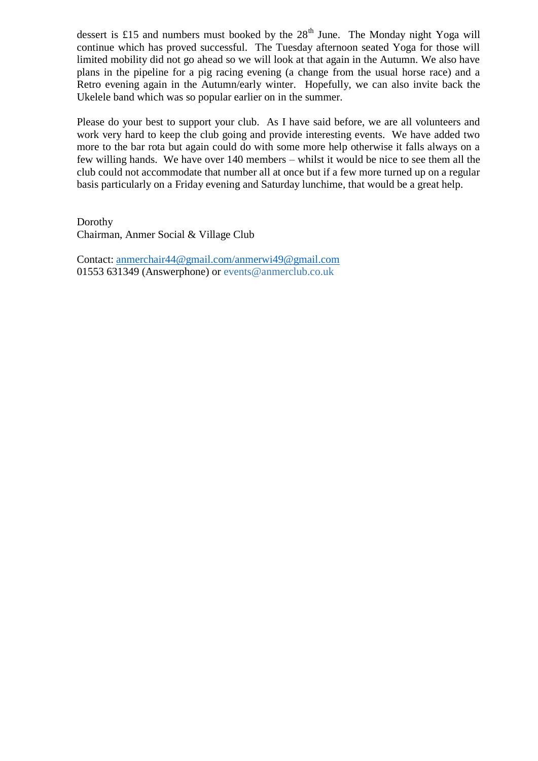dessert is £15 and numbers must booked by the 28th June. The Monday night Yoga will continue which has proved successful. The Tuesday afternoon seated Yoga for those will limited mobility did not go ahead so we will look at that again in the Autumn. We also have plans in the pipeline for a pig racing evening (a change from the usual horse race) and a Retro evening again in the Autumn/early winter. Hopefully, we can also invite back the Ukelele band which was so popular earlier on in the summer.

Please do your best to support your club. As I have said before, we are all volunteers and work very hard to keep the club going and provide interesting events. We have added two more to the bar rota but again could do with some more help otherwise it falls always on a few willing hands. We have over 140 members – whilst it would be nice to see them all the club could not accommodate that number all at once but if a few more turned up on a regular basis particularly on a Friday evening and Saturday lunchime, that would be a great help.

Dorothy
Chairman, Anmer Social & Village Club

Contact: anmerchair44@gmail.com/anmerwi49@gmail.com
01553 631349 (Answerphone) or events@anmerclub.co.uk